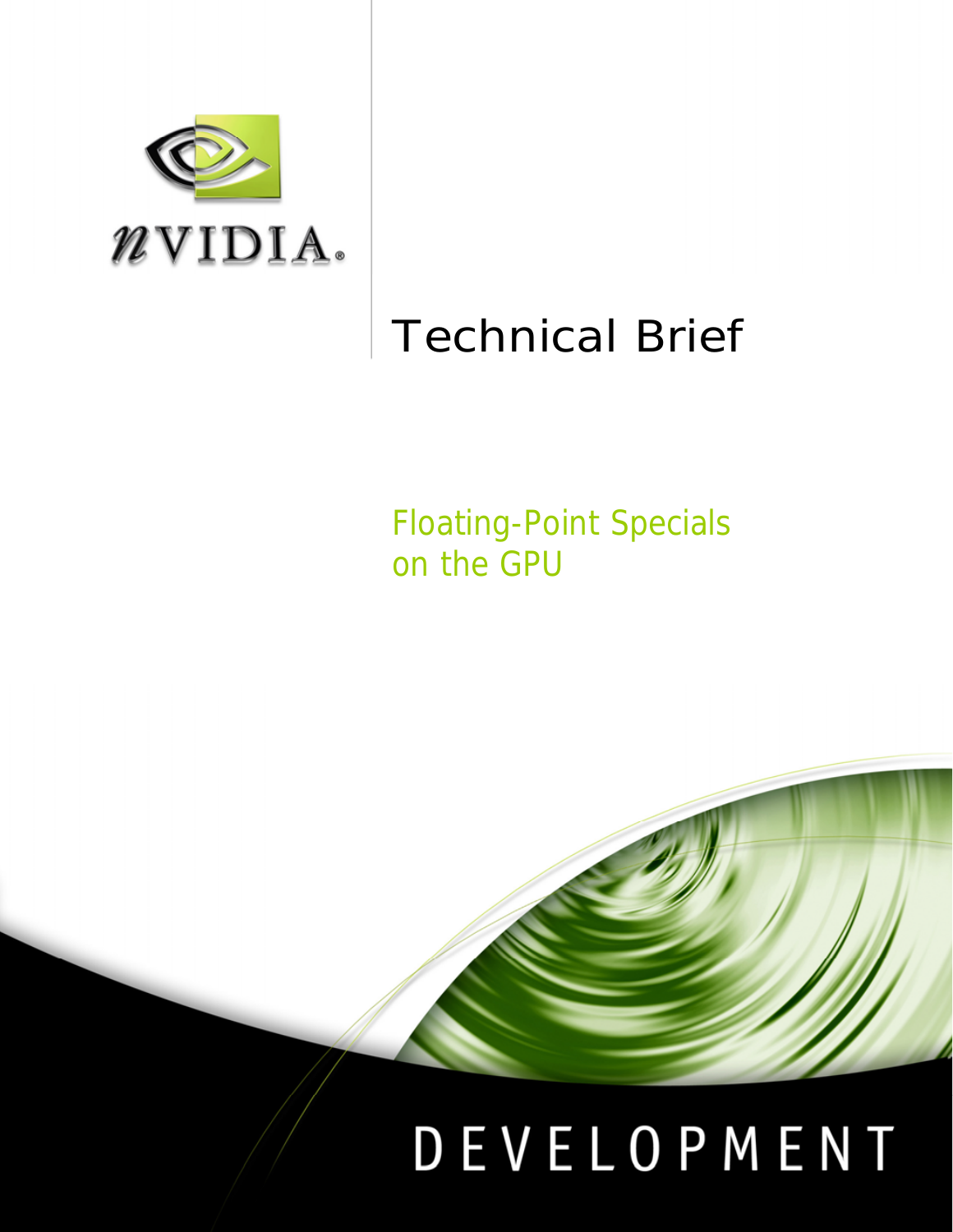NVIDIA

# Technical Brief

## Floating-Point Specials on the GPU

DEVELOPMENT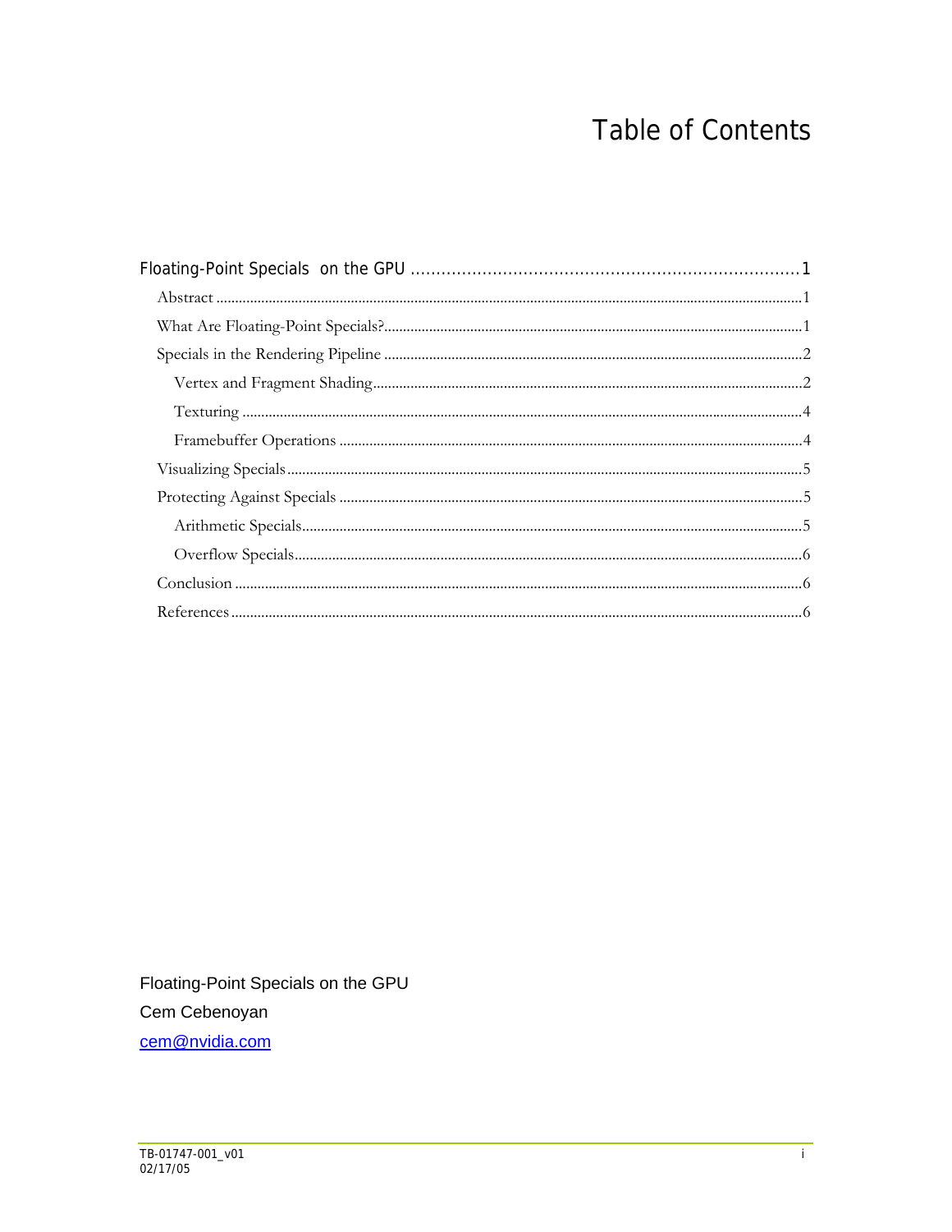# Table of Contents

Floating-Point Specials on the GPU ........................................................................ 1

- Abstract ........................................................................................................ 1
- What Are Floating-Point Specials? ................................................................. 1
- Specials in the Rendering Pipeline ................................................................ 2
  - Vertex and Fragment Shading .................................................................. 2
  - Texturing .................................................................................................. 4
  - Framebuffer Operations ............................................................................ 4
- Visualizing Specials ........................................................................................ 5
- Protecting Against Specials ............................................................................ 5
  - Arithmetic Specials .................................................................................... 5
  - Overflow Specials ...................................................................................... 6
- Conclusion ...................................................................................................... 6
- References ..................................................................................................... 6

Floating-Point Specials on the GPU

Cem Cebenoyan

cem@nvidia.com

TB-01747-001_v01
02/17/05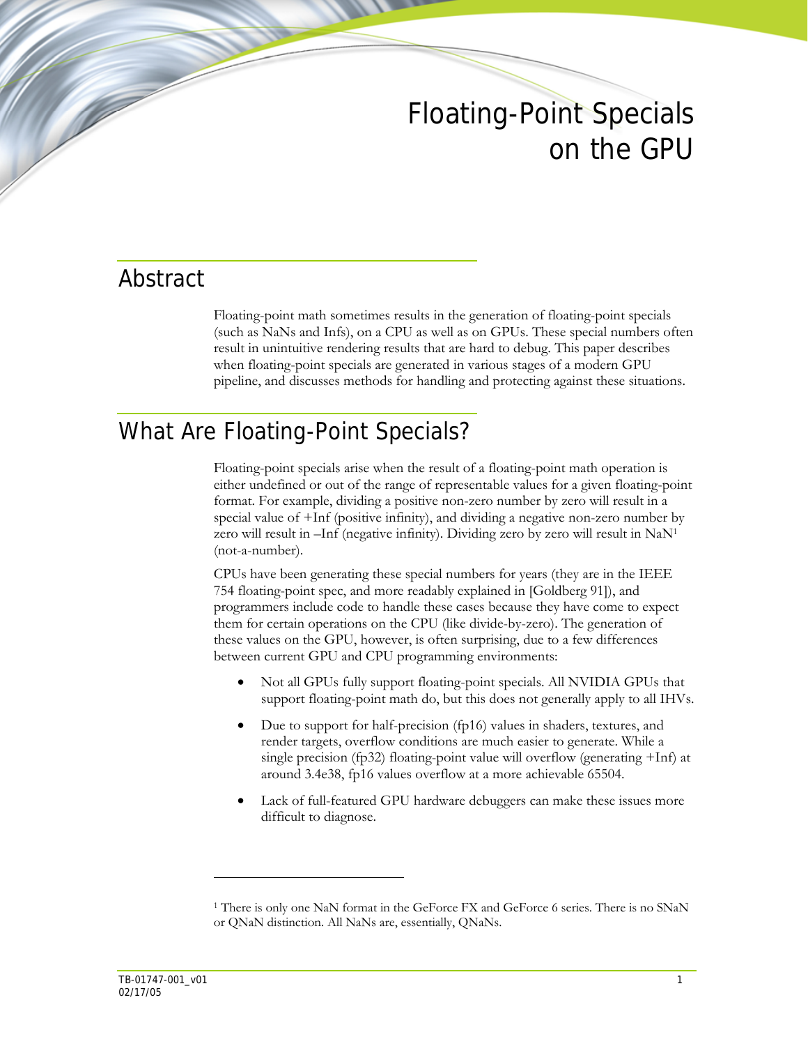# Floating-Point Specials on the GPU

## Abstract

Floating-point math sometimes results in the generation of floating-point specials (such as NaNs and Infs), on a CPU as well as on GPUs. These special numbers often result in unintuitive rendering results that are hard to debug. This paper describes when floating-point specials are generated in various stages of a modern GPU pipeline, and discusses methods for handling and protecting against these situations.

## What Are Floating-Point Specials?

Floating-point specials arise when the result of a floating-point math operation is either undefined or out of the range of representable values for a given floating-point format. For example, dividing a positive non-zero number by zero will result in a special value of +Inf (positive infinity), and dividing a negative non-zero number by zero will result in –Inf (negative infinity). Dividing zero by zero will result in NaN[1] (not-a-number).

CPUs have been generating these special numbers for years (they are in the IEEE 754 floating-point spec, and more readably explained in [Goldberg 91]), and programmers include code to handle these cases because they have come to expect them for certain operations on the CPU (like divide-by-zero). The generation of these values on the GPU, however, is often surprising, due to a few differences between current GPU and CPU programming environments:

- Not all GPUs fully support floating-point specials. All NVIDIA GPUs that support floating-point math do, but this does not generally apply to all IHVs.
- Due to support for half-precision (fp16) values in shaders, textures, and render targets, overflow conditions are much easier to generate. While a single precision (fp32) floating-point value will overflow (generating +Inf) at around 3.4e38, fp16 values overflow at a more achievable 65504.
- Lack of full-featured GPU hardware debuggers can make these issues more difficult to diagnose.

[1] There is only one NaN format in the GeForce FX and GeForce 6 series. There is no SNaN or QNaN distinction. All NaNs are, essentially, QNaNs.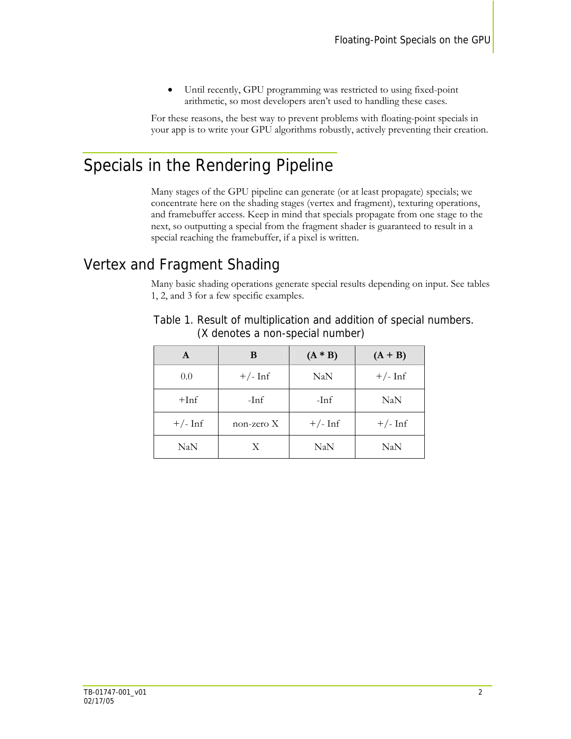- Until recently, GPU programming was restricted to using fixed-point arithmetic, so most developers aren't used to handling these cases.

For these reasons, the best way to prevent problems with floating-point specials in your app is to write your GPU algorithms robustly, actively preventing their creation.

# Specials in the Rendering Pipeline

Many stages of the GPU pipeline can generate (or at least propagate) specials; we concentrate here on the shading stages (vertex and fragment), texturing operations, and framebuffer access. Keep in mind that specials propagate from one stage to the next, so outputting a special from the fragment shader is guaranteed to result in a special reaching the framebuffer, if a pixel is written.

## Vertex and Fragment Shading

Many basic shading operations generate special results depending on input. See tables 1, 2, and 3 for a few specific examples.

Table 1. Result of multiplication and addition of special numbers. (X denotes a non-special number)

| A | B | (A * B) | (A + B) |
|---|---|---|---|
| 0.0 | +/- Inf | NaN | +/- Inf |
| +Inf | -Inf | -Inf | NaN |
| +/- Inf | non-zero X | +/- Inf | +/- Inf |
| NaN | X | NaN | NaN |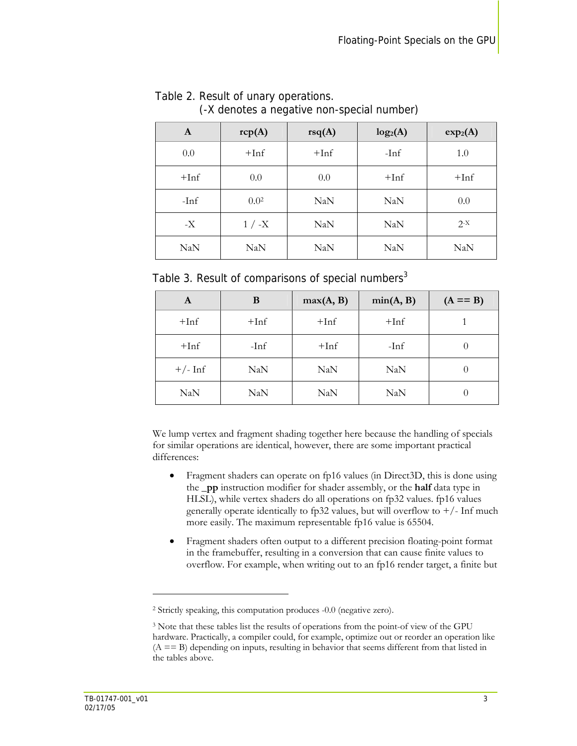Table 2. Result of unary operations.
(-X denotes a negative non-special number)

| A | rcp(A) | rsq(A) | $\log_2(A)$ | $\exp_2(A)$ |
|---|---|---|---|---|
| 0.0 | +Inf | +Inf | -Inf | 1.0 |
| +Inf | 0.0 | 0.0 | +Inf | +Inf |
| -Inf | 0.0[2] | NaN | NaN | 0.0 |
| -X | 1 / -X | NaN | NaN | $2^{-X}$ |
| NaN | NaN | NaN | NaN | NaN |

Table 3. Result of comparisons of special numbers[3]

| A | B | max(A, B) | min(A, B) | (A == B) |
|---|---|---|---|---|
| +Inf | +Inf | +Inf | +Inf | 1 |
| +Inf | -Inf | +Inf | -Inf | 0 |
| +/- Inf | NaN | NaN | NaN | 0 |
| NaN | NaN | NaN | NaN | 0 |

We lump vertex and fragment shading together here because the handling of specials for similar operations are identical, however, there are some important practical differences:

- Fragment shaders can operate on fp16 values (in Direct3D, this is done using the **_pp** instruction modifier for shader assembly, or the **half** data type in HLSL), while vertex shaders do all operations on fp32 values. fp16 values generally operate identically to fp32 values, but will overflow to +/- Inf much more easily. The maximum representable fp16 value is 65504.
- Fragment shaders often output to a different precision floating-point format in the framebuffer, resulting in a conversion that can cause finite values to overflow. For example, when writing out to an fp16 render target, a finite but

[2] Strictly speaking, this computation produces -0.0 (negative zero).

[3] Note that these tables list the results of operations from the point-of view of the GPU hardware. Practically, a compiler could, for example, optimize out or reorder an operation like (A == B) depending on inputs, resulting in behavior that seems different from that listed in the tables above.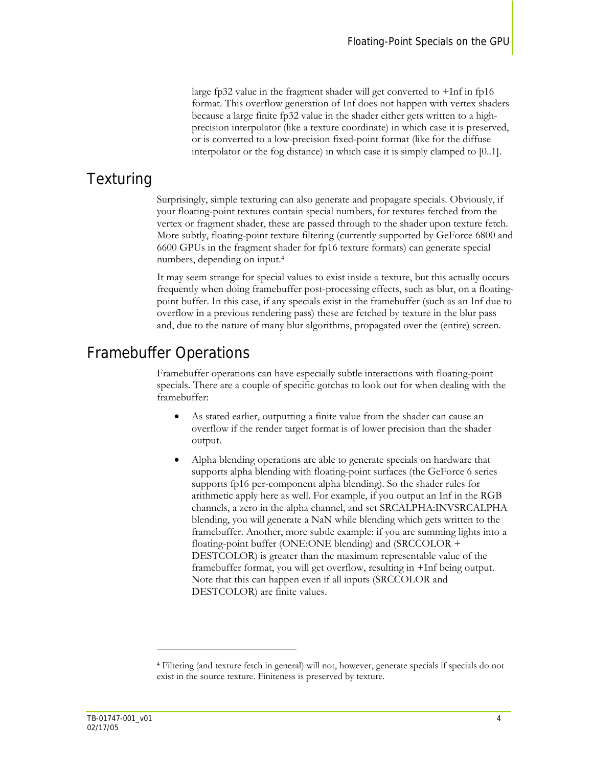large fp32 value in the fragment shader will get converted to +Inf in fp16 format. This overflow generation of Inf does not happen with vertex shaders because a large finite fp32 value in the shader either gets written to a high-precision interpolator (like a texture coordinate) in which case it is preserved, or is converted to a low-precision fixed-point format (like for the diffuse interpolator or the fog distance) in which case it is simply clamped to [0..1].

## Texturing

Surprisingly, simple texturing can also generate and propagate specials. Obviously, if your floating-point textures contain special numbers, for textures fetched from the vertex or fragment shader, these are passed through to the shader upon texture fetch. More subtly, floating-point texture filtering (currently supported by GeForce 6800 and 6600 GPUs in the fragment shader for fp16 texture formats) can generate special numbers, depending on input.[4]

It may seem strange for special values to exist inside a texture, but this actually occurs frequently when doing framebuffer post-processing effects, such as blur, on a floating-point buffer. In this case, if any specials exist in the framebuffer (such as an Inf due to overflow in a previous rendering pass) these are fetched by texture in the blur pass and, due to the nature of many blur algorithms, propagated over the (entire) screen.

## Framebuffer Operations

Framebuffer operations can have especially subtle interactions with floating-point specials. There are a couple of specific gotchas to look out for when dealing with the framebuffer:

- As stated earlier, outputting a finite value from the shader can cause an overflow if the render target format is of lower precision than the shader output.
- Alpha blending operations are able to generate specials on hardware that supports alpha blending with floating-point surfaces (the GeForce 6 series supports fp16 per-component alpha blending). So the shader rules for arithmetic apply here as well. For example, if you output an Inf in the RGB channels, a zero in the alpha channel, and set SRCALPHA:INVSRCALPHA blending, you will generate a NaN while blending which gets written to the framebuffer. Another, more subtle example: if you are summing lights into a floating-point buffer (ONE:ONE blending) and (SRCCOLOR + DESTCOLOR) is greater than the maximum representable value of the framebuffer format, you will get overflow, resulting in +Inf being output. Note that this can happen even if all inputs (SRCCOLOR and DESTCOLOR) are finite values.

---

[4] Filtering (and texture fetch in general) will not, however, generate specials if specials do not exist in the source texture. Finiteness is preserved by texture.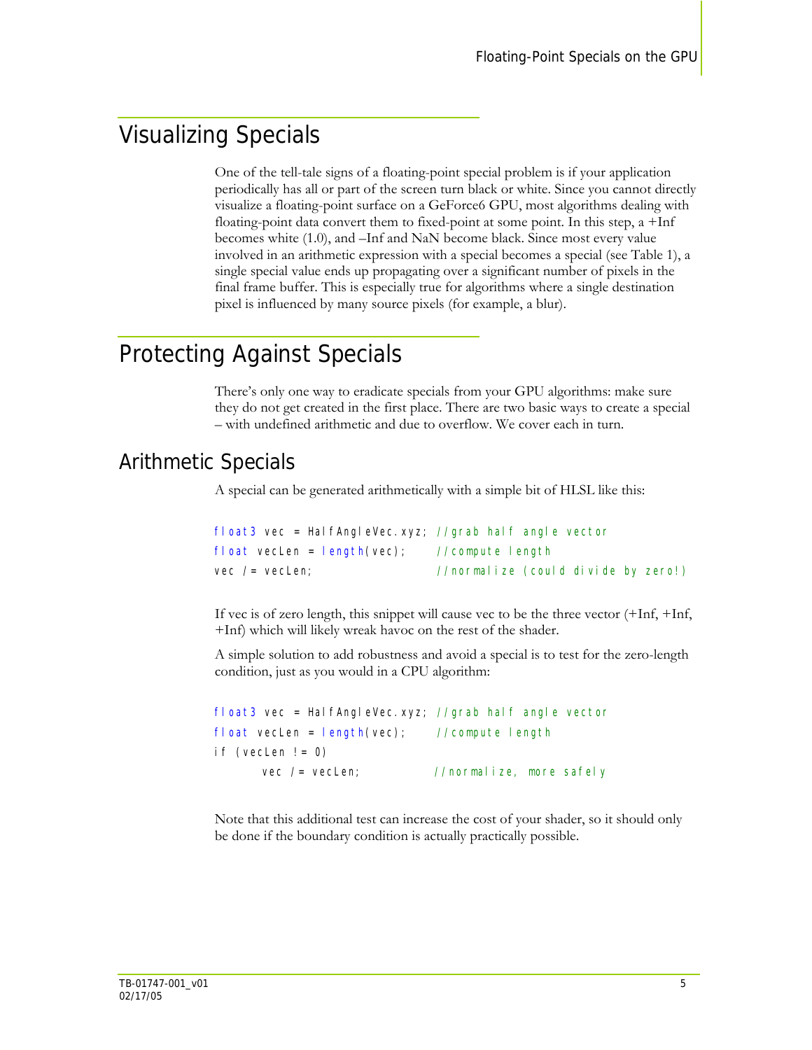# Visualizing Specials

One of the tell-tale signs of a floating-point special problem is if your application periodically has all or part of the screen turn black or white. Since you cannot directly visualize a floating-point surface on a GeForce6 GPU, most algorithms dealing with floating-point data convert them to fixed-point at some point. In this step, a +Inf becomes white (1.0), and –Inf and NaN become black. Since most every value involved in an arithmetic expression with a special becomes a special (see Table 1), a single special value ends up propagating over a significant number of pixels in the final frame buffer. This is especially true for algorithms where a single destination pixel is influenced by many source pixels (for example, a blur).

# Protecting Against Specials

There's only one way to eradicate specials from your GPU algorithms: make sure they do not get created in the first place. There are two basic ways to create a special – with undefined arithmetic and due to overflow. We cover each in turn.

## Arithmetic Specials

A special can be generated arithmetically with a simple bit of HLSL like this:

```
float3 vec = HalfAngleVec.xyz; //grab half angle vector
float vecLen = length(vec);     //compute length
vec /= vecLen;                  //normalize (could divide by zero!)
```

If vec is of zero length, this snippet will cause vec to be the three vector (+Inf, +Inf, +Inf) which will likely wreak havoc on the rest of the shader.

A simple solution to add robustness and avoid a special is to test for the zero-length condition, just as you would in a CPU algorithm:

```
float3 vec = HalfAngleVec.xyz; //grab half angle vector
float vecLen = length(vec);     //compute length
if (vecLen != 0)
      vec /= vecLen;            //normalize, more safely
```

Note that this additional test can increase the cost of your shader, so it should only be done if the boundary condition is actually practically possible.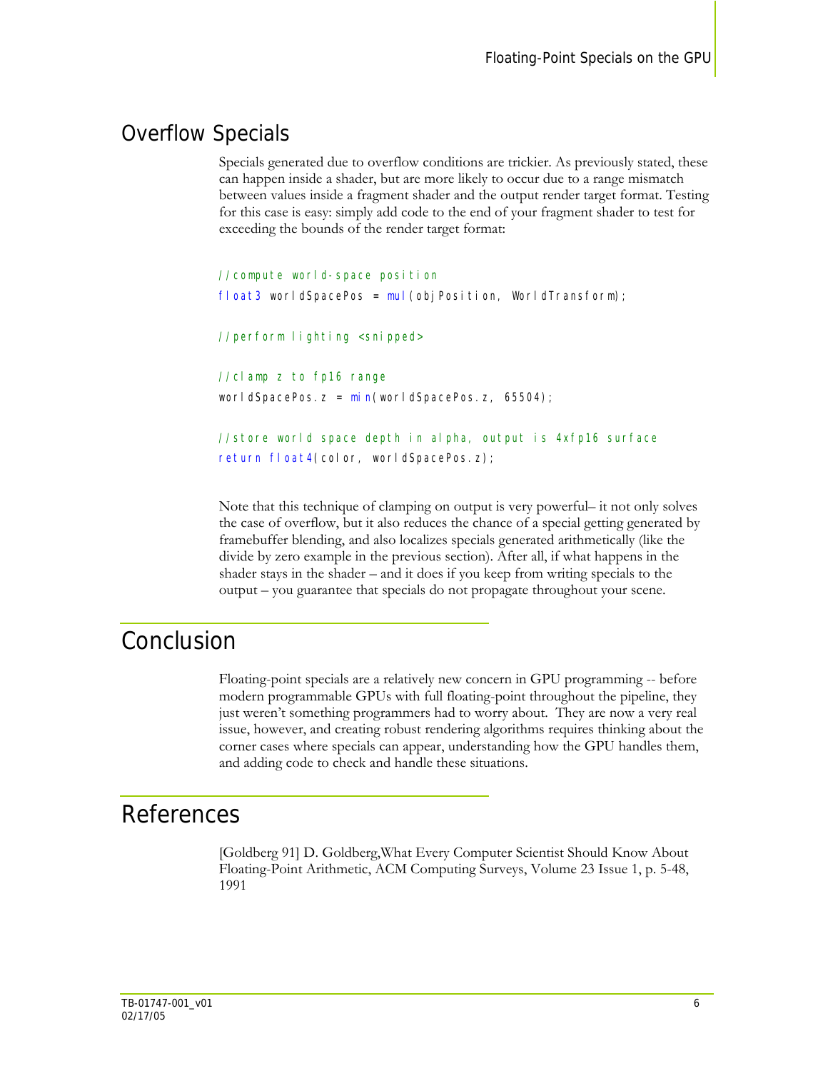## Overflow Specials

Specials generated due to overflow conditions are trickier. As previously stated, these can happen inside a shader, but are more likely to occur due to a range mismatch between values inside a fragment shader and the output render target format. Testing for this case is easy: simply add code to the end of your fragment shader to test for exceeding the bounds of the render target format:

```
//compute world-space position
float3 worldSpacePos = mul(objPosition, WorldTransform);

//perform lighting <snipped>

//clamp z to fp16 range
worldSpacePos.z = min(worldSpacePos.z, 65504);

//store world space depth in alpha, output is 4xfp16 surface
return float4(color, worldSpacePos.z);
```

Note that this technique of clamping on output is very powerful– it not only solves the case of overflow, but it also reduces the chance of a special getting generated by framebuffer blending, and also localizes specials generated arithmetically (like the divide by zero example in the previous section). After all, if what happens in the shader stays in the shader – and it does if you keep from writing specials to the output – you guarantee that specials do not propagate throughout your scene.

# Conclusion

Floating-point specials are a relatively new concern in GPU programming -- before modern programmable GPUs with full floating-point throughout the pipeline, they just weren't something programmers had to worry about. They are now a very real issue, however, and creating robust rendering algorithms requires thinking about the corner cases where specials can appear, understanding how the GPU handles them, and adding code to check and handle these situations.

# References

[Goldberg 91] D. Goldberg,What Every Computer Scientist Should Know About Floating-Point Arithmetic, ACM Computing Surveys, Volume 23 Issue 1, p. 5-48, 1991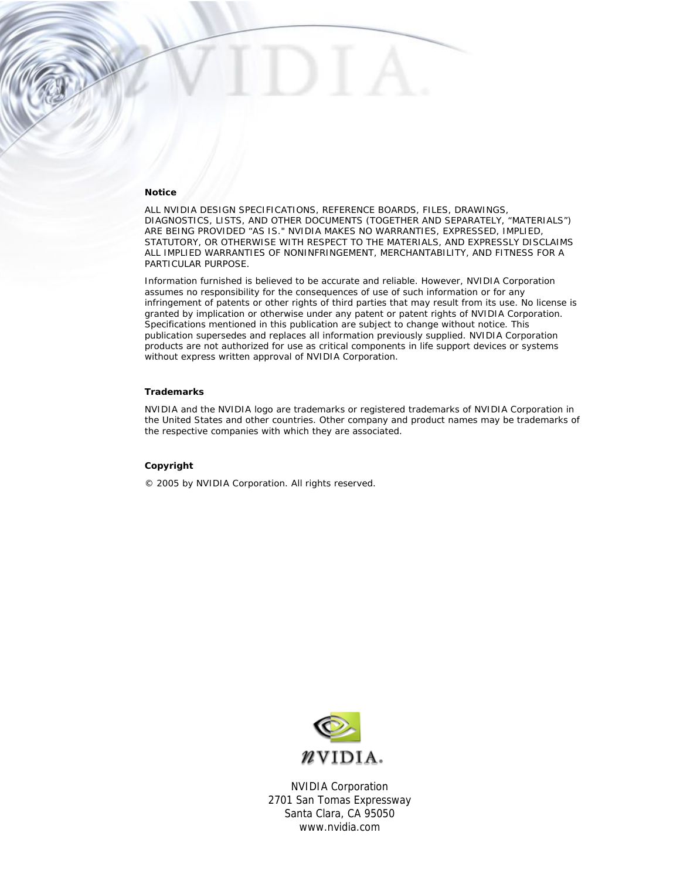### Notice

ALL NVIDIA DESIGN SPECIFICATIONS, REFERENCE BOARDS, FILES, DRAWINGS, DIAGNOSTICS, LISTS, AND OTHER DOCUMENTS (TOGETHER AND SEPARATELY, “MATERIALS”) ARE BEING PROVIDED “AS IS." NVIDIA MAKES NO WARRANTIES, EXPRESSED, IMPLIED, STATUTORY, OR OTHERWISE WITH RESPECT TO THE MATERIALS, AND EXPRESSLY DISCLAIMS ALL IMPLIED WARRANTIES OF NONINFRINGEMENT, MERCHANTABILITY, AND FITNESS FOR A PARTICULAR PURPOSE.

Information furnished is believed to be accurate and reliable. However, NVIDIA Corporation assumes no responsibility for the consequences of use of such information or for any infringement of patents or other rights of third parties that may result from its use. No license is granted by implication or otherwise under any patent or patent rights of NVIDIA Corporation. Specifications mentioned in this publication are subject to change without notice. This publication supersedes and replaces all information previously supplied. NVIDIA Corporation products are not authorized for use as critical components in life support devices or systems without express written approval of NVIDIA Corporation.

### Trademarks

NVIDIA and the NVIDIA logo are trademarks or registered trademarks of NVIDIA Corporation in the United States and other countries. Other company and product names may be trademarks of the respective companies with which they are associated.

### Copyright

© 2005 by NVIDIA Corporation. All rights reserved.

NVIDIA Corporation
2701 San Tomas Expressway
Santa Clara, CA 95050
www.nvidia.com